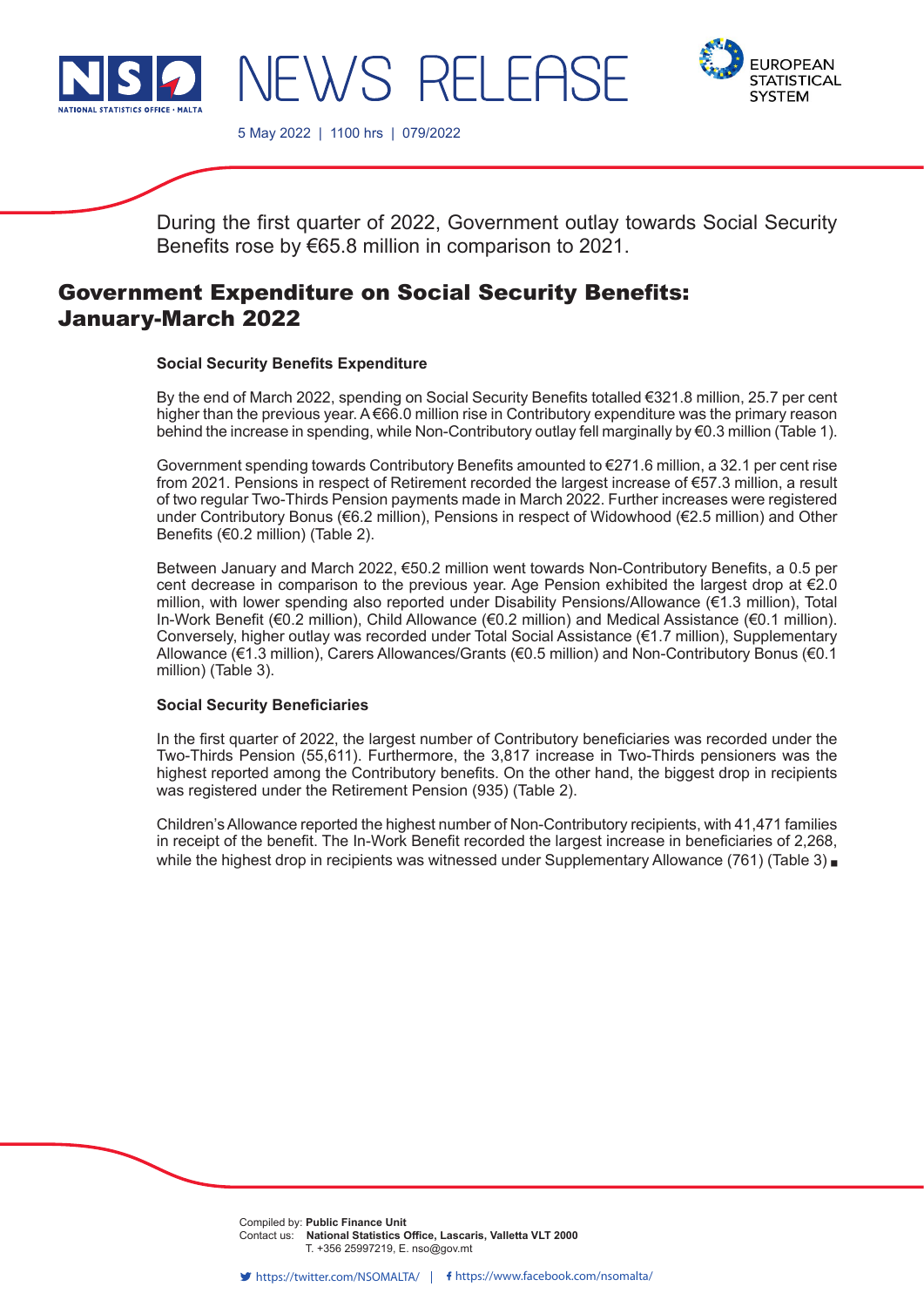NEWS RELEASE

5 May 2022 | 1100 hrs | 079/2022

During the first quarter of 2022, Government outlay towards Social Security Benefits rose by €65.8 million in comparison to 2021.

# Government Expenditure on Social Security Benefits: January-March 2022

### Social Security Benefits Expenditure

By the end of March 2022, spending on Social Security Benefits totalled €321.8 million, 25.7 per cent higher than the previous year. A €66.0 million rise in Contributory expenditure was the primary reason behind the increase in spending, while Non-Contributory outlay fell marginally by €0.3 million (Table 1).

Government spending towards Contributory Benefits amounted to €271.6 million, a 32.1 per cent rise from 2021. Pensions in respect of Retirement recorded the largest increase of €57.3 million, a result of two regular Two-Thirds Pension payments made in March 2022. Further increases were registered under Contributory Bonus (€6.2 million), Pensions in respect of Widowhood (€2.5 million) and Other Benefits (€0.2 million) (Table 2).

Between January and March 2022, €50.2 million went towards Non-Contributory Benefits, a 0.5 per cent decrease in comparison to the previous year. Age Pension exhibited the largest drop at €2.0 million, with lower spending also reported under Disability Pensions/Allowance (€1.3 million), Total In-Work Benefit (€0.2 million), Child Allowance (€0.2 million) and Medical Assistance (€0.1 million). Conversely, higher outlay was recorded under Total Social Assistance (€1.7 million), Supplementary Allowance (€1.3 million), Carers Allowances/Grants (€0.5 million) and Non-Contributory Bonus (€0.1 million) (Table 3).

### Social Security Beneficiaries

In the first quarter of 2022, the largest number of Contributory beneficiaries was recorded under the Two-Thirds Pension (55,611). Furthermore, the 3,817 increase in Two-Thirds pensioners was the highest reported among the Contributory benefits. On the other hand, the biggest drop in recipients was registered under the Retirement Pension (935) (Table 2).

Children's Allowance reported the highest number of Non-Contributory recipients, with 41,471 families in receipt of the benefit. The In-Work Benefit recorded the largest increase in beneficiaries of 2,268, while the highest drop in recipients was witnessed under Supplementary Allowance (761) (Table 3) ■

Compiled by: **Public Finance Unit**
Contact us: **National Statistics Office, Lascaris, Valletta VLT 2000**
T. +356 25997219, E. nso@gov.mt

https://twitter.com/NSOMALTA/ | https://www.facebook.com/nsomalta/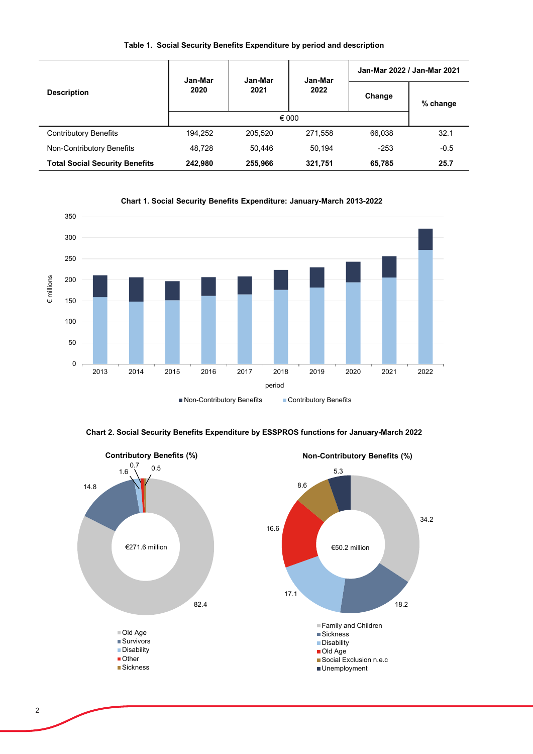**Table 1. Social Security Benefits Expenditure by period and description**

| Description | Jan-Mar 2020 | Jan-Mar 2021 | Jan-Mar 2022 | Jan-Mar 2022 / Jan-Mar 2021 | |
|---|---|---|---|---|---|
| | | | | Change | % change |
| | € 000 | | | | |
| Contributory Benefits | 194,252 | 205,520 | 271,558 | 66,038 | 32.1 |
| Non-Contributory Benefits | 48,728 | 50,446 | 50,194 | -253 | -0.5 |
| **Total Social Security Benefits** | **242,980** | **255,966** | **321,751** | **65,785** | **25.7** |

**Chart 1. Social Security Benefits Expenditure: January-March 2013-2022**

€ millions

350
300
250
200
150
100
50
0

2013 2014 2015 2016 2017 2018 2019 2020 2021 2022

period

■ Non-Contributory Benefits ■ Contributory Benefits

**Chart 2. Social Security Benefits Expenditure by ESSPROS functions for January-March 2022**

**Contributory Benefits (%)**

€271.6 million

82.4, 14.8, 1.6, 0.7, 0.5

- Old Age
- Survivors
- Disability
- Other
- Sickness

**Non-Contributory Benefits (%)**

€50.2 million

34.2, 18.2, 17.1, 16.6, 8.6, 5.3

- Family and Children
- Sickness
- Disability
- Old Age
- Social Exclusion n.e.c
- Unemployment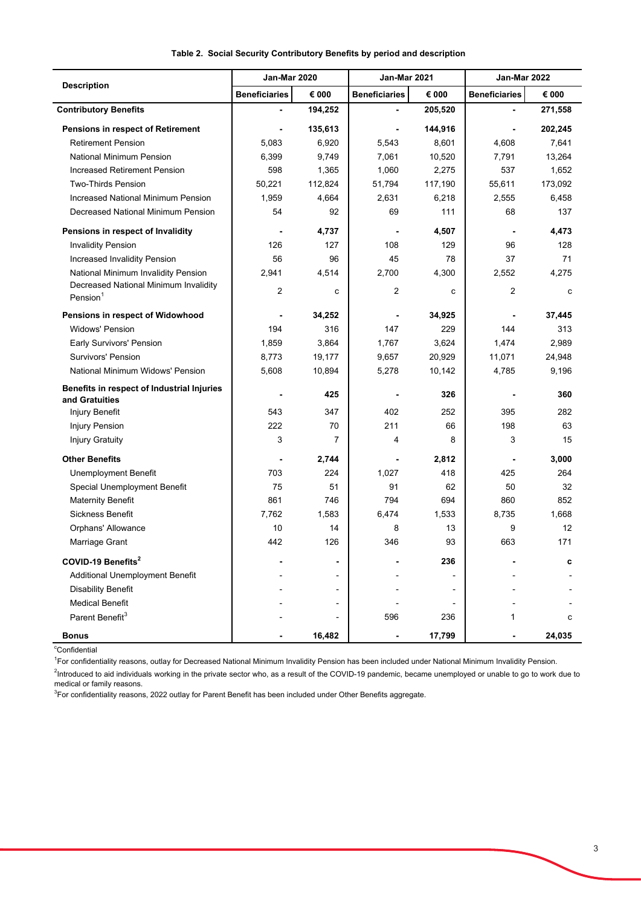**Table 2. Social Security Contributory Benefits by period and description**

| Description | Jan-Mar 2020 | | Jan-Mar 2021 | | Jan-Mar 2022 | |
|---|---|---|---|---|---|---|
| | Beneficiaries | € 000 | Beneficiaries | € 000 | Beneficiaries | € 000 |
| **Contributory Benefits** | **-** | **194,252** | **-** | **205,520** | **-** | **271,558** |
| **Pensions in respect of Retirement** | **-** | **135,613** | **-** | **144,916** | **-** | **202,245** |
| Retirement Pension | 5,083 | 6,920 | 5,543 | 8,601 | 4,608 | 7,641 |
| National Minimum Pension | 6,399 | 9,749 | 7,061 | 10,520 | 7,791 | 13,264 |
| Increased Retirement Pension | 598 | 1,365 | 1,060 | 2,275 | 537 | 1,652 |
| Two-Thirds Pension | 50,221 | 112,824 | 51,794 | 117,190 | 55,611 | 173,092 |
| Increased National Minimum Pension | 1,959 | 4,664 | 2,631 | 6,218 | 2,555 | 6,458 |
| Decreased National Minimum Pension | 54 | 92 | 69 | 111 | 68 | 137 |
| **Pensions in respect of Invalidity** | **-** | **4,737** | **-** | **4,507** | **-** | **4,473** |
| Invalidity Pension | 126 | 127 | 108 | 129 | 96 | 128 |
| Increased Invalidity Pension | 56 | 96 | 45 | 78 | 37 | 71 |
| National Minimum Invalidity Pension | 2,941 | 4,514 | 2,700 | 4,300 | 2,552 | 4,275 |
| Decreased National Minimum Invalidity Pension[1] | 2 | c | 2 | c | 2 | c |
| **Pensions in respect of Widowhood** | **-** | **34,252** | **-** | **34,925** | **-** | **37,445** |
| Widows' Pension | 194 | 316 | 147 | 229 | 144 | 313 |
| Early Survivors' Pension | 1,859 | 3,864 | 1,767 | 3,624 | 1,474 | 2,989 |
| Survivors' Pension | 8,773 | 19,177 | 9,657 | 20,929 | 11,071 | 24,948 |
| National Minimum Widows' Pension | 5,608 | 10,894 | 5,278 | 10,142 | 4,785 | 9,196 |
| **Benefits in respect of Industrial Injuries and Gratuities** | **-** | **425** | **-** | **326** | **-** | **360** |
| Injury Benefit | 543 | 347 | 402 | 252 | 395 | 282 |
| Injury Pension | 222 | 70 | 211 | 66 | 198 | 63 |
| Injury Gratuity | 3 | 7 | 4 | 8 | 3 | 15 |
| **Other Benefits** | **-** | **2,744** | **-** | **2,812** | **-** | **3,000** |
| Unemployment Benefit | 703 | 224 | 1,027 | 418 | 425 | 264 |
| Special Unemployment Benefit | 75 | 51 | 91 | 62 | 50 | 32 |
| Maternity Benefit | 861 | 746 | 794 | 694 | 860 | 852 |
| Sickness Benefit | 7,762 | 1,583 | 6,474 | 1,533 | 8,735 | 1,668 |
| Orphans' Allowance | 10 | 14 | 8 | 13 | 9 | 12 |
| Marriage Grant | 442 | 126 | 346 | 93 | 663 | 171 |
| **COVID-19 Benefits[2]** | **-** | **-** | **-** | **236** | **-** | **c** |
| Additional Unemployment Benefit | - | - | - | - | - | - |
| Disability Benefit | - | - | - | - | - | - |
| Medical Benefit | - | - | - | - | - | - |
| Parent Benefit[3] | - | - | 596 | 236 | 1 | c |
| **Bonus** | **-** | **16,482** | **-** | **17,799** | **-** | **24,035** |

[c]Confidential

[1]For confidentiality reasons, outlay for Decreased National Minimum Invalidity Pension has been included under National Minimum Invalidity Pension.

[2]Introduced to aid individuals working in the private sector who, as a result of the COVID-19 pandemic, became unemployed or unable to go to work due to medical or family reasons.

[3]For confidentiality reasons, 2022 outlay for Parent Benefit has been included under Other Benefits aggregate.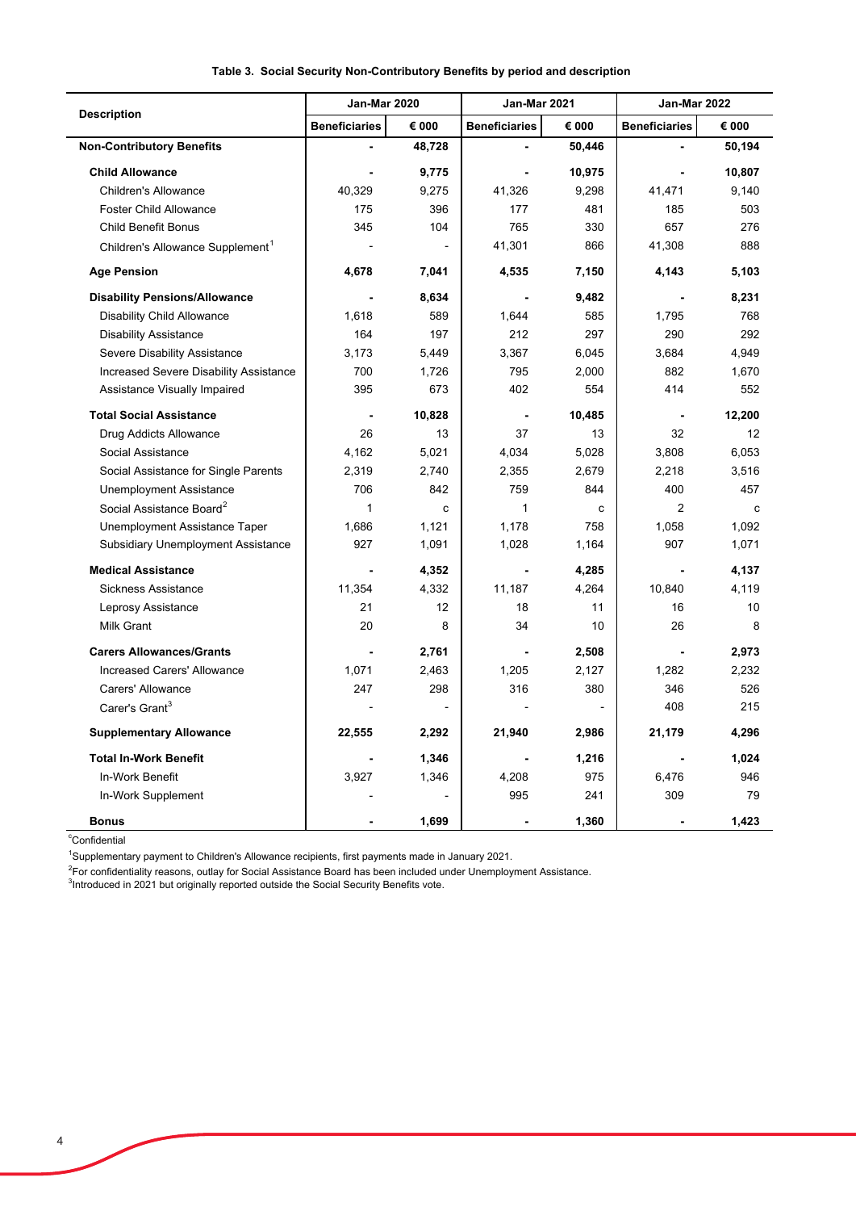**Table 3. Social Security Non-Contributory Benefits by period and description**

| Description | Jan-Mar 2020 | | Jan-Mar 2021 | | Jan-Mar 2022 | |
|---|---|---|---|---|---|---|
| | Beneficiaries | € 000 | Beneficiaries | € 000 | Beneficiaries | € 000 |
| **Non-Contributory Benefits** | **-** | **48,728** | **-** | **50,446** | **-** | **50,194** |
| **Child Allowance** | **-** | **9,775** | **-** | **10,975** | **-** | **10,807** |
| Children's Allowance | 40,329 | 9,275 | 41,326 | 9,298 | 41,471 | 9,140 |
| Foster Child Allowance | 175 | 396 | 177 | 481 | 185 | 503 |
| Child Benefit Bonus | 345 | 104 | 765 | 330 | 657 | 276 |
| Children's Allowance Supplement[1] | - | - | 41,301 | 866 | 41,308 | 888 |
| **Age Pension** | **4,678** | **7,041** | **4,535** | **7,150** | **4,143** | **5,103** |
| **Disability Pensions/Allowance** | **-** | **8,634** | **-** | **9,482** | **-** | **8,231** |
| Disability Child Allowance | 1,618 | 589 | 1,644 | 585 | 1,795 | 768 |
| Disability Assistance | 164 | 197 | 212 | 297 | 290 | 292 |
| Severe Disability Assistance | 3,173 | 5,449 | 3,367 | 6,045 | 3,684 | 4,949 |
| Increased Severe Disability Assistance | 700 | 1,726 | 795 | 2,000 | 882 | 1,670 |
| Assistance Visually Impaired | 395 | 673 | 402 | 554 | 414 | 552 |
| **Total Social Assistance** | **-** | **10,828** | **-** | **10,485** | **-** | **12,200** |
| Drug Addicts Allowance | 26 | 13 | 37 | 13 | 32 | 12 |
| Social Assistance | 4,162 | 5,021 | 4,034 | 5,028 | 3,808 | 6,053 |
| Social Assistance for Single Parents | 2,319 | 2,740 | 2,355 | 2,679 | 2,218 | 3,516 |
| Unemployment Assistance | 706 | 842 | 759 | 844 | 400 | 457 |
| Social Assistance Board[2] | 1 | c | 1 | c | 2 | c |
| Unemployment Assistance Taper | 1,686 | 1,121 | 1,178 | 758 | 1,058 | 1,092 |
| Subsidiary Unemployment Assistance | 927 | 1,091 | 1,028 | 1,164 | 907 | 1,071 |
| **Medical Assistance** | **-** | **4,352** | **-** | **4,285** | **-** | **4,137** |
| Sickness Assistance | 11,354 | 4,332 | 11,187 | 4,264 | 10,840 | 4,119 |
| Leprosy Assistance | 21 | 12 | 18 | 11 | 16 | 10 |
| Milk Grant | 20 | 8 | 34 | 10 | 26 | 8 |
| **Carers Allowances/Grants** | **-** | **2,761** | **-** | **2,508** | **-** | **2,973** |
| Increased Carers' Allowance | 1,071 | 2,463 | 1,205 | 2,127 | 1,282 | 2,232 |
| Carers' Allowance | 247 | 298 | 316 | 380 | 346 | 526 |
| Carer's Grant[3] | - | - | - | - | 408 | 215 |
| **Supplementary Allowance** | **22,555** | **2,292** | **21,940** | **2,986** | **21,179** | **4,296** |
| **Total In-Work Benefit** | **-** | **1,346** | **-** | **1,216** | **-** | **1,024** |
| In-Work Benefit | 3,927 | 1,346 | 4,208 | 975 | 6,476 | 946 |
| In-Work Supplement | - | - | 995 | 241 | 309 | 79 |
| **Bonus** | **-** | **1,699** | **-** | **1,360** | **-** | **1,423** |

[c]Confidential

[1]Supplementary payment to Children's Allowance recipients, first payments made in January 2021.

[2]For confidentiality reasons, outlay for Social Assistance Board has been included under Unemployment Assistance.

[3]Introduced in 2021 but originally reported outside the Social Security Benefits vote.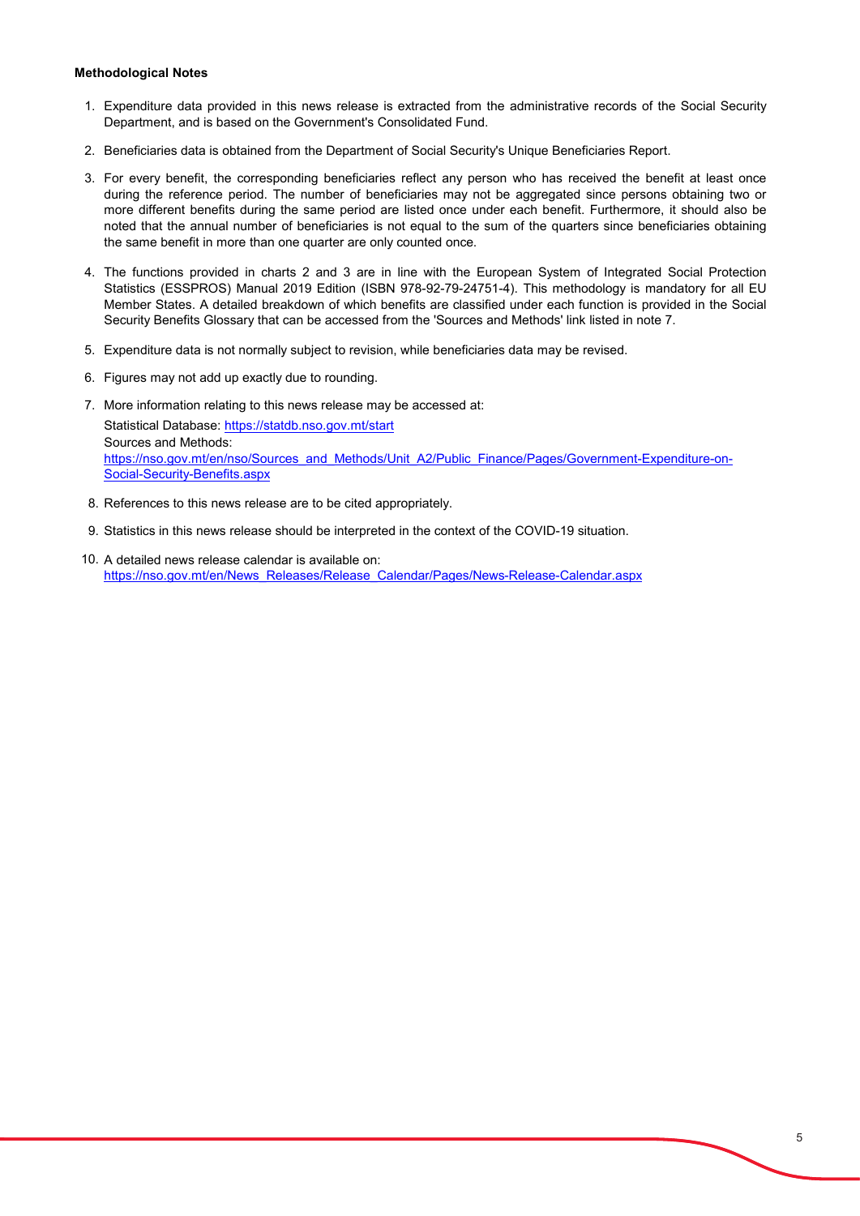**Methodological Notes**

1. Expenditure data provided in this news release is extracted from the administrative records of the Social Security Department, and is based on the Government's Consolidated Fund.

2. Beneficiaries data is obtained from the Department of Social Security's Unique Beneficiaries Report.

3. For every benefit, the corresponding beneficiaries reflect any person who has received the benefit at least once during the reference period. The number of beneficiaries may not be aggregated since persons obtaining two or more different benefits during the same period are listed once under each benefit. Furthermore, it should also be noted that the annual number of beneficiaries is not equal to the sum of the quarters since beneficiaries obtaining the same benefit in more than one quarter are only counted once.

4. The functions provided in charts 2 and 3 are in line with the European System of Integrated Social Protection Statistics (ESSPROS) Manual 2019 Edition (ISBN 978-92-79-24751-4). This methodology is mandatory for all EU Member States. A detailed breakdown of which benefits are classified under each function is provided in the Social Security Benefits Glossary that can be accessed from the 'Sources and Methods' link listed in note 7.

5. Expenditure data is not normally subject to revision, while beneficiaries data may be revised.

6. Figures may not add up exactly due to rounding.

7. More information relating to this news release may be accessed at:
   Statistical Database: https://statdb.nso.gov.mt/start
   Sources and Methods:
   https://nso.gov.mt/en/nso/Sources_and_Methods/Unit_A2/Public_Finance/Pages/Government-Expenditure-on-Social-Security-Benefits.aspx

8. References to this news release are to be cited appropriately.

9. Statistics in this news release should be interpreted in the context of the COVID-19 situation.

10. A detailed news release calendar is available on:
    https://nso.gov.mt/en/News_Releases/Release_Calendar/Pages/News-Release-Calendar.aspx